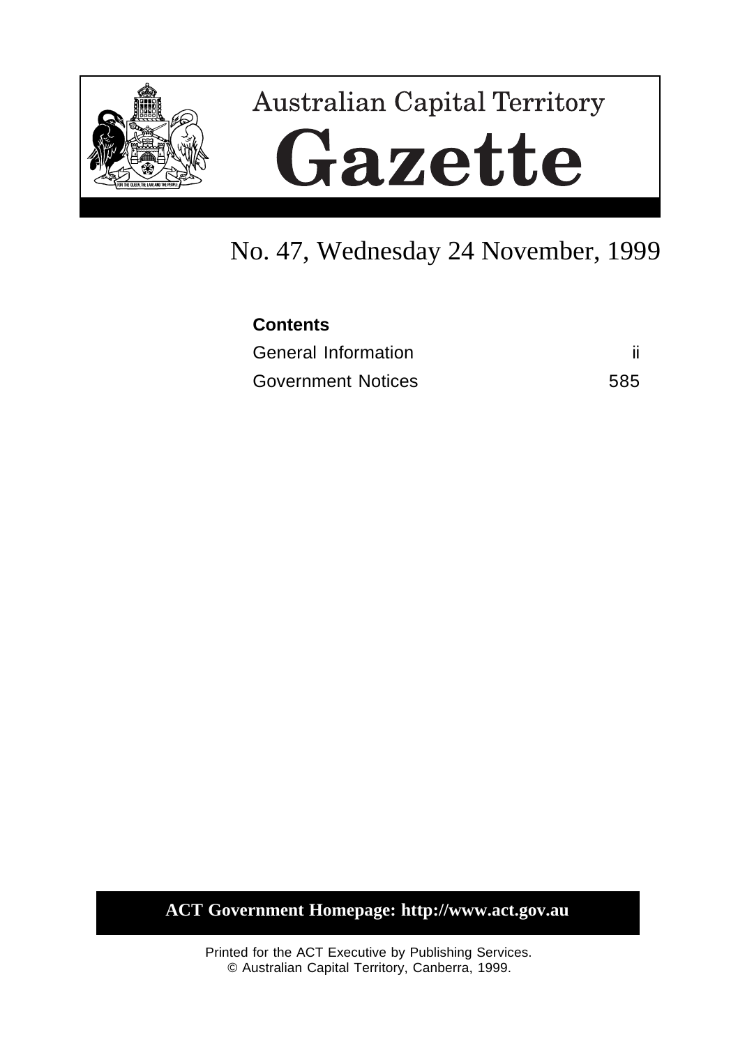# Australian Capital Territory

# Gazette

## No. 47, Wednesday 24 November, 1999

**Contents**

| | |
|---|---|
| General Information | ii |
| Government Notices | 585 |

**ACT Government Homepage: http://www.act.gov.au**

Printed for the ACT Executive by Publishing Services.
© Australian Capital Territory, Canberra, 1999.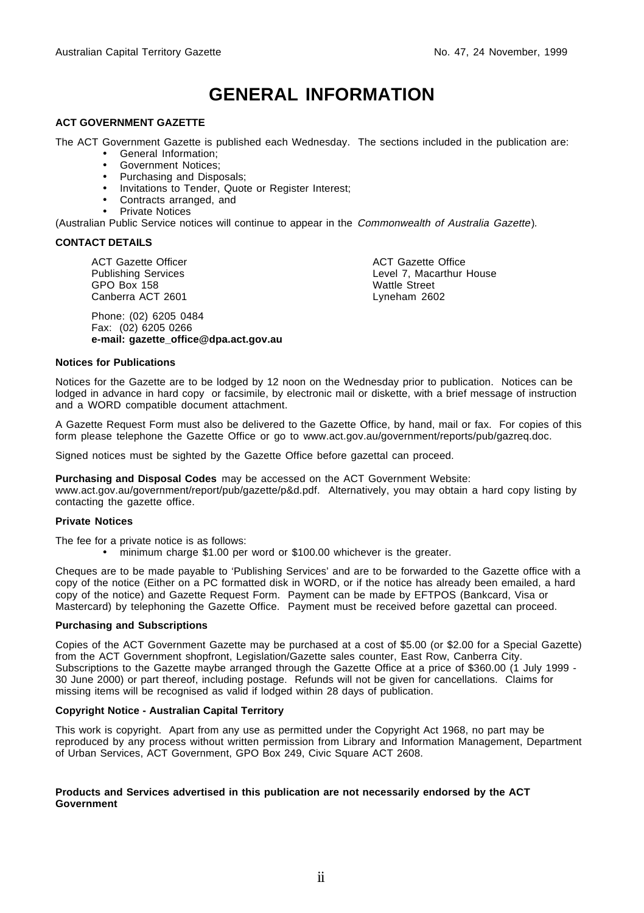# GENERAL INFORMATION

**ACT GOVERNMENT GAZETTE**

The ACT Government Gazette is published each Wednesday. The sections included in the publication are:

- General Information;
- Government Notices;
- Purchasing and Disposals;
- Invitations to Tender, Quote or Register Interest;
- Contracts arranged, and
- Private Notices

(Australian Public Service notices will continue to appear in the *Commonwealth of Australia Gazette*).

**CONTACT DETAILS**

ACT Gazette Officer
Publishing Services
GPO Box 158
Canberra ACT 2601

ACT Gazette Office
Level 7, Macarthur House
Wattle Street
Lyneham 2602

Phone: (02) 6205 0484
Fax: (02) 6205 0266
**e-mail: gazette_office@dpa.act.gov.au**

**Notices for Publications**

Notices for the Gazette are to be lodged by 12 noon on the Wednesday prior to publication. Notices can be lodged in advance in hard copy or facsimile, by electronic mail or diskette, with a brief message of instruction and a WORD compatible document attachment.

A Gazette Request Form must also be delivered to the Gazette Office, by hand, mail or fax. For copies of this form please telephone the Gazette Office or go to www.act.gov.au/government/reports/pub/gazreq.doc.

Signed notices must be sighted by the Gazette Office before gazettal can proceed.

**Purchasing and Disposal Codes** may be accessed on the ACT Government Website: www.act.gov.au/government/report/pub/gazette/p&d.pdf. Alternatively, you may obtain a hard copy listing by contacting the gazette office.

**Private Notices**

The fee for a private notice is as follows:

- minimum charge $1.00 per word or $100.00 whichever is the greater.

Cheques are to be made payable to 'Publishing Services' and are to be forwarded to the Gazette office with a copy of the notice (Either on a PC formatted disk in WORD, or if the notice has already been emailed, a hard copy of the notice) and Gazette Request Form. Payment can be made by EFTPOS (Bankcard, Visa or Mastercard) by telephoning the Gazette Office. Payment must be received before gazettal can proceed.

**Purchasing and Subscriptions**

Copies of the ACT Government Gazette may be purchased at a cost of $5.00 (or $2.00 for a Special Gazette) from the ACT Government shopfront, Legislation/Gazette sales counter, East Row, Canberra City. Subscriptions to the Gazette maybe arranged through the Gazette Office at a price of $360.00 (1 July 1999 - 30 June 2000) or part thereof, including postage. Refunds will not be given for cancellations. Claims for missing items will be recognised as valid if lodged within 28 days of publication.

**Copyright Notice - Australian Capital Territory**

This work is copyright. Apart from any use as permitted under the Copyright Act 1968, no part may be reproduced by any process without written permission from Library and Information Management, Department of Urban Services, ACT Government, GPO Box 249, Civic Square ACT 2608.

**Products and Services advertised in this publication are not necessarily endorsed by the ACT Government**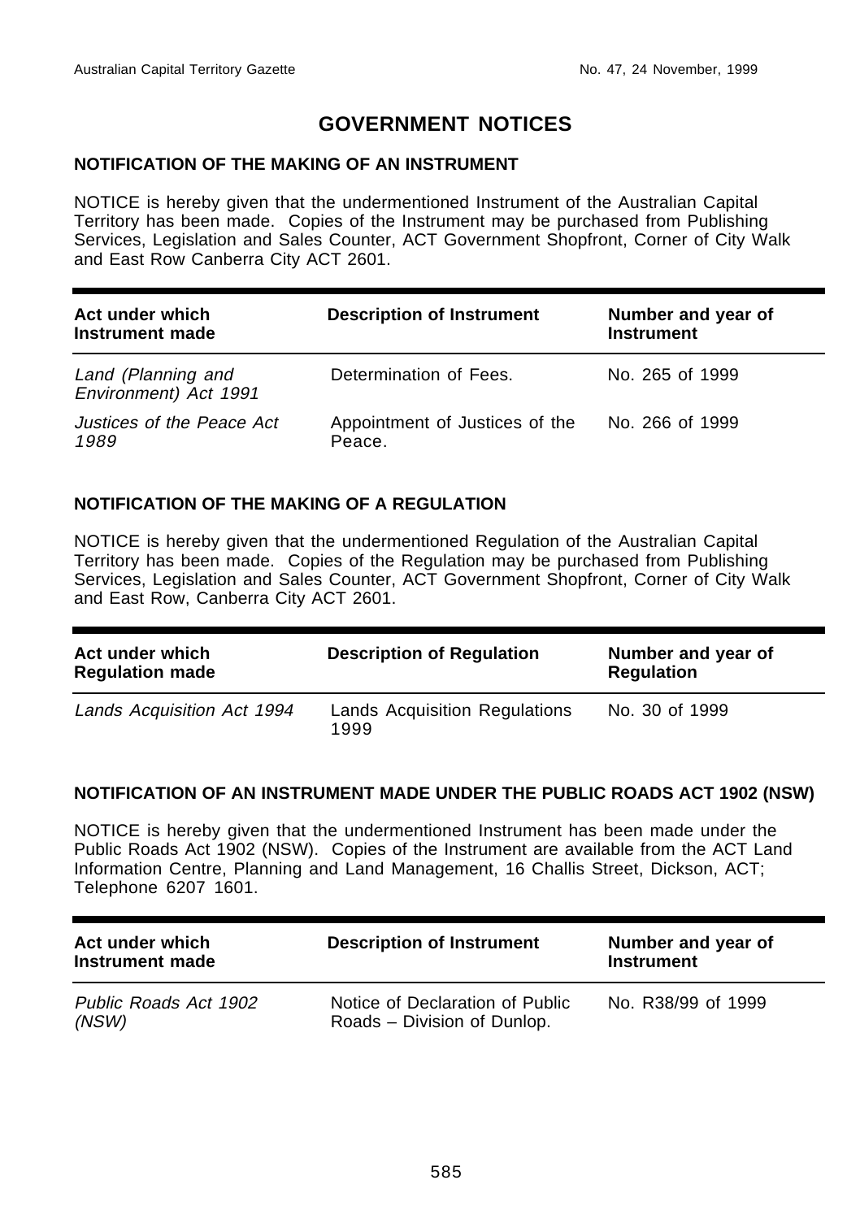# GOVERNMENT NOTICES

## NOTIFICATION OF THE MAKING OF AN INSTRUMENT

NOTICE is hereby given that the undermentioned Instrument of the Australian Capital Territory has been made. Copies of the Instrument may be purchased from Publishing Services, Legislation and Sales Counter, ACT Government Shopfront, Corner of City Walk and East Row Canberra City ACT 2601.

| Act under which Instrument made | Description of Instrument | Number and year of Instrument |
|---|---|---|
| *Land (Planning and Environment) Act 1991* | Determination of Fees. | No. 265 of 1999 |
| *Justices of the Peace Act 1989* | Appointment of Justices of the Peace. | No. 266 of 1999 |

## NOTIFICATION OF THE MAKING OF A REGULATION

NOTICE is hereby given that the undermentioned Regulation of the Australian Capital Territory has been made. Copies of the Regulation may be purchased from Publishing Services, Legislation and Sales Counter, ACT Government Shopfront, Corner of City Walk and East Row, Canberra City ACT 2601.

| Act under which Regulation made | Description of Regulation | Number and year of Regulation |
|---|---|---|
| *Lands Acquisition Act 1994* | Lands Acquisition Regulations 1999 | No. 30 of 1999 |

## NOTIFICATION OF AN INSTRUMENT MADE UNDER THE PUBLIC ROADS ACT 1902 (NSW)

NOTICE is hereby given that the undermentioned Instrument has been made under the Public Roads Act 1902 (NSW). Copies of the Instrument are available from the ACT Land Information Centre, Planning and Land Management, 16 Challis Street, Dickson, ACT; Telephone 6207 1601.

| Act under which Instrument made | Description of Instrument | Number and year of Instrument |
|---|---|---|
| *Public Roads Act 1902 (NSW)* | Notice of Declaration of Public Roads – Division of Dunlop. | No. R38/99 of 1999 |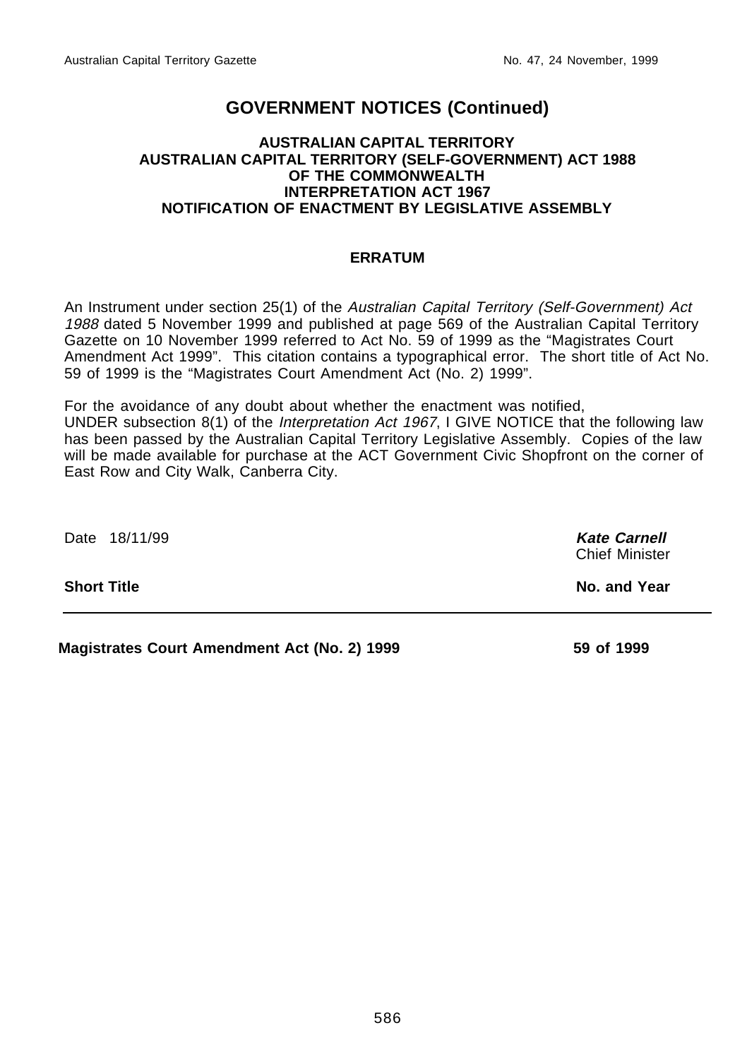# GOVERNMENT NOTICES (Continued)

**AUSTRALIAN CAPITAL TERRITORY**
**AUSTRALIAN CAPITAL TERRITORY (SELF-GOVERNMENT) ACT 1988**
**OF THE COMMONWEALTH**
**INTERPRETATION ACT 1967**
**NOTIFICATION OF ENACTMENT BY LEGISLATIVE ASSEMBLY**

**ERRATUM**

An Instrument under section 25(1) of the *Australian Capital Territory (Self-Government) Act 1988* dated 5 November 1999 and published at page 569 of the Australian Capital Territory Gazette on 10 November 1999 referred to Act No. 59 of 1999 as the "Magistrates Court Amendment Act 1999". This citation contains a typographical error. The short title of Act No. 59 of 1999 is the "Magistrates Court Amendment Act (No. 2) 1999".

For the avoidance of any doubt about whether the enactment was notified,
UNDER subsection 8(1) of the *Interpretation Act 1967*, I GIVE NOTICE that the following law has been passed by the Australian Capital Territory Legislative Assembly. Copies of the law will be made available for purchase at the ACT Government Civic Shopfront on the corner of East Row and City Walk, Canberra City.

Date 18/11/99

***Kate Carnell***
Chief Minister

| Short Title | No. and Year |
|---|---|
| **Magistrates Court Amendment Act (No. 2) 1999** | **59 of 1999** |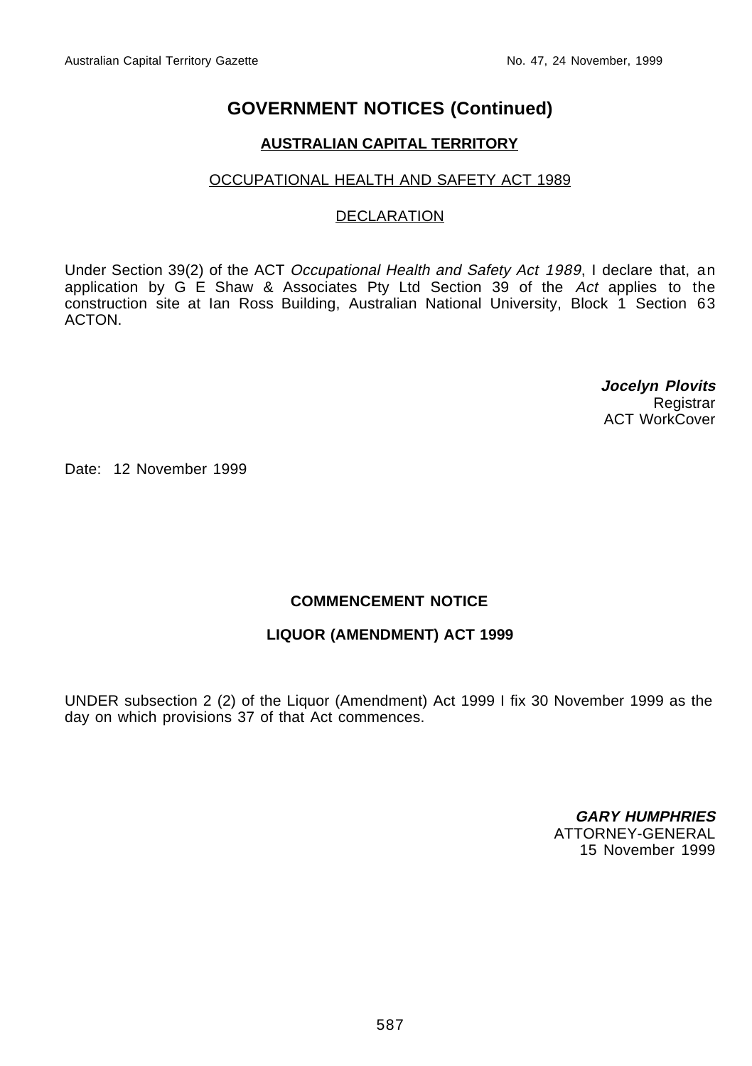# GOVERNMENT NOTICES (Continued)

## AUSTRALIAN CAPITAL TERRITORY

### OCCUPATIONAL HEALTH AND SAFETY ACT 1989

### DECLARATION

Under Section 39(2) of the ACT *Occupational Health and Safety Act 1989*, I declare that, an application by G E Shaw & Associates Pty Ltd Section 39 of the *Act* applies to the construction site at Ian Ross Building, Australian National University, Block 1 Section 63 ACTON.

***Jocelyn Plovits***
Registrar
ACT WorkCover

Date: 12 November 1999

## COMMENCEMENT NOTICE

### LIQUOR (AMENDMENT) ACT 1999

UNDER subsection 2 (2) of the Liquor (Amendment) Act 1999 I fix 30 November 1999 as the day on which provisions 37 of that Act commences.

***GARY HUMPHRIES***
ATTORNEY-GENERAL
15 November 1999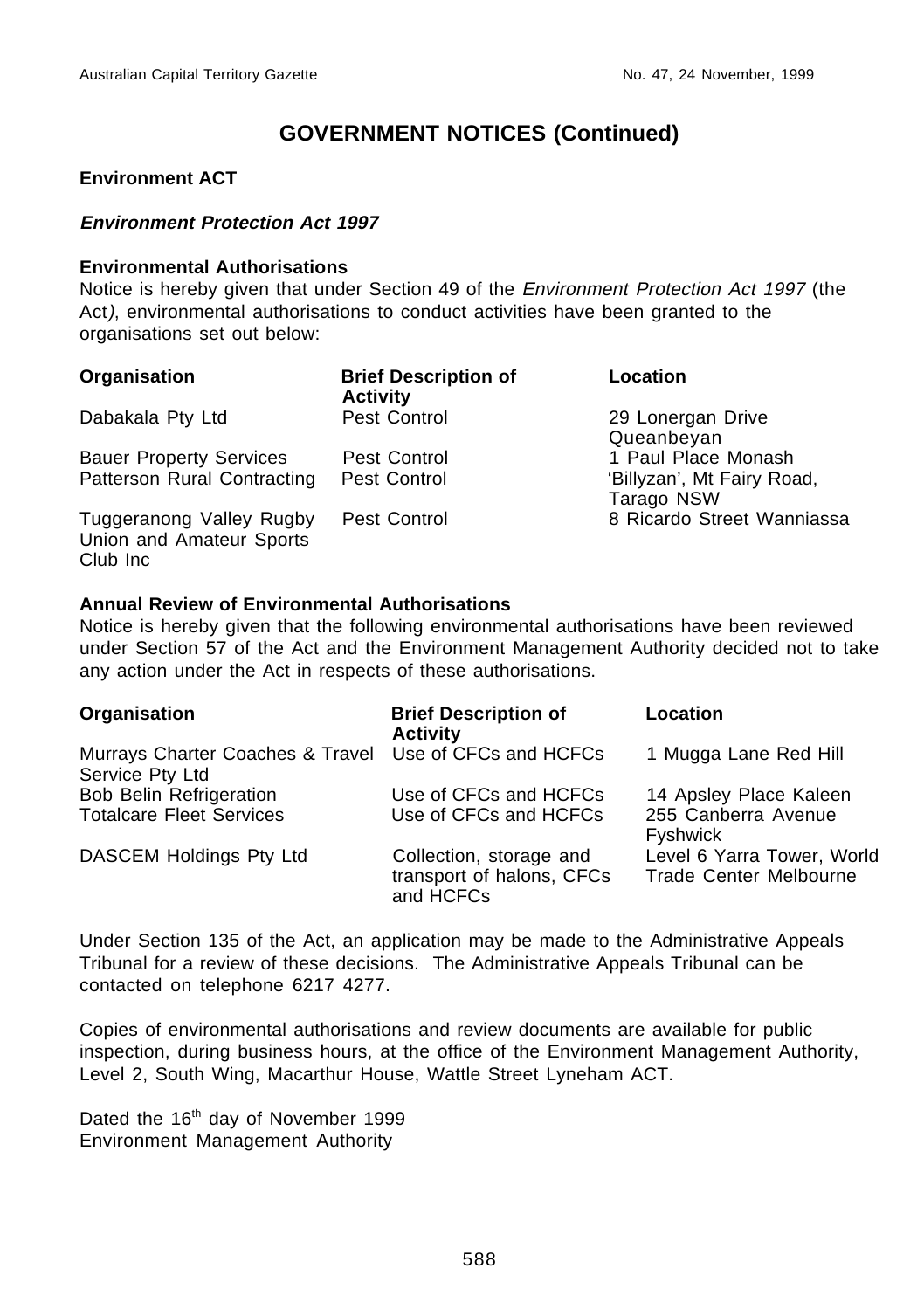# GOVERNMENT NOTICES (Continued)

**Environment ACT**

***Environment Protection Act 1997***

**Environmental Authorisations**

Notice is hereby given that under Section 49 of the *Environment Protection Act 1997* (the Act*)*, environmental authorisations to conduct activities have been granted to the organisations set out below:

| Organisation | Brief Description of Activity | Location |
|---|---|---|
| Dabakala Pty Ltd | Pest Control | 29 Lonergan Drive Queanbeyan |
| Bauer Property Services | Pest Control | 1 Paul Place Monash |
| Patterson Rural Contracting | Pest Control | 'Billyzan', Mt Fairy Road, Tarago NSW |
| Tuggeranong Valley Rugby Union and Amateur Sports Club Inc | Pest Control | 8 Ricardo Street Wanniassa |

**Annual Review of Environmental Authorisations**

Notice is hereby given that the following environmental authorisations have been reviewed under Section 57 of the Act and the Environment Management Authority decided not to take any action under the Act in respects of these authorisations.

| Organisation | Brief Description of Activity | Location |
|---|---|---|
| Murrays Charter Coaches & Travel Service Pty Ltd | Use of CFCs and HCFCs | 1 Mugga Lane Red Hill |
| Bob Belin Refrigeration | Use of CFCs and HCFCs | 14 Apsley Place Kaleen |
| Totalcare Fleet Services | Use of CFCs and HCFCs | 255 Canberra Avenue Fyshwick |
| DASCEM Holdings Pty Ltd | Collection, storage and transport of halons, CFCs and HCFCs | Level 6 Yarra Tower, World Trade Center Melbourne |

Under Section 135 of the Act, an application may be made to the Administrative Appeals Tribunal for a review of these decisions. The Administrative Appeals Tribunal can be contacted on telephone 6217 4277.

Copies of environmental authorisations and review documents are available for public inspection, during business hours, at the office of the Environment Management Authority, Level 2, South Wing, Macarthur House, Wattle Street Lyneham ACT.

Dated the 16th day of November 1999
Environment Management Authority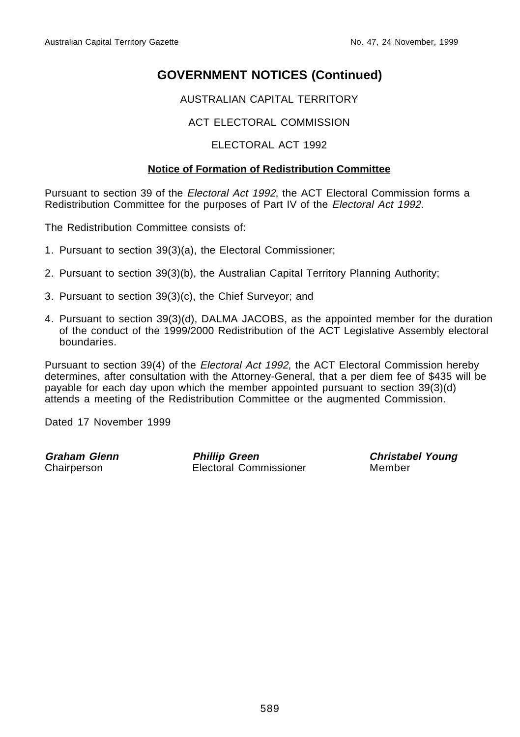# GOVERNMENT NOTICES (Continued)

AUSTRALIAN CAPITAL TERRITORY

ACT ELECTORAL COMMISSION

ELECTORAL ACT 1992

**Notice of Formation of Redistribution Committee**

Pursuant to section 39 of the *Electoral Act 1992*, the ACT Electoral Commission forms a Redistribution Committee for the purposes of Part IV of the *Electoral Act 1992*.

The Redistribution Committee consists of:

1. Pursuant to section 39(3)(a), the Electoral Commissioner;
2. Pursuant to section 39(3)(b), the Australian Capital Territory Planning Authority;
3. Pursuant to section 39(3)(c), the Chief Surveyor; and
4. Pursuant to section 39(3)(d), DALMA JACOBS, as the appointed member for the duration of the conduct of the 1999/2000 Redistribution of the ACT Legislative Assembly electoral boundaries.

Pursuant to section 39(4) of the *Electoral Act 1992*, the ACT Electoral Commission hereby determines, after consultation with the Attorney-General, that a per diem fee of $435 will be payable for each day upon which the member appointed pursuant to section 39(3)(d) attends a meeting of the Redistribution Committee or the augmented Commission.

Dated 17 November 1999

***Graham Glenn***
Chairperson

***Phillip Green***
Electoral Commissioner

***Christabel Young***
Member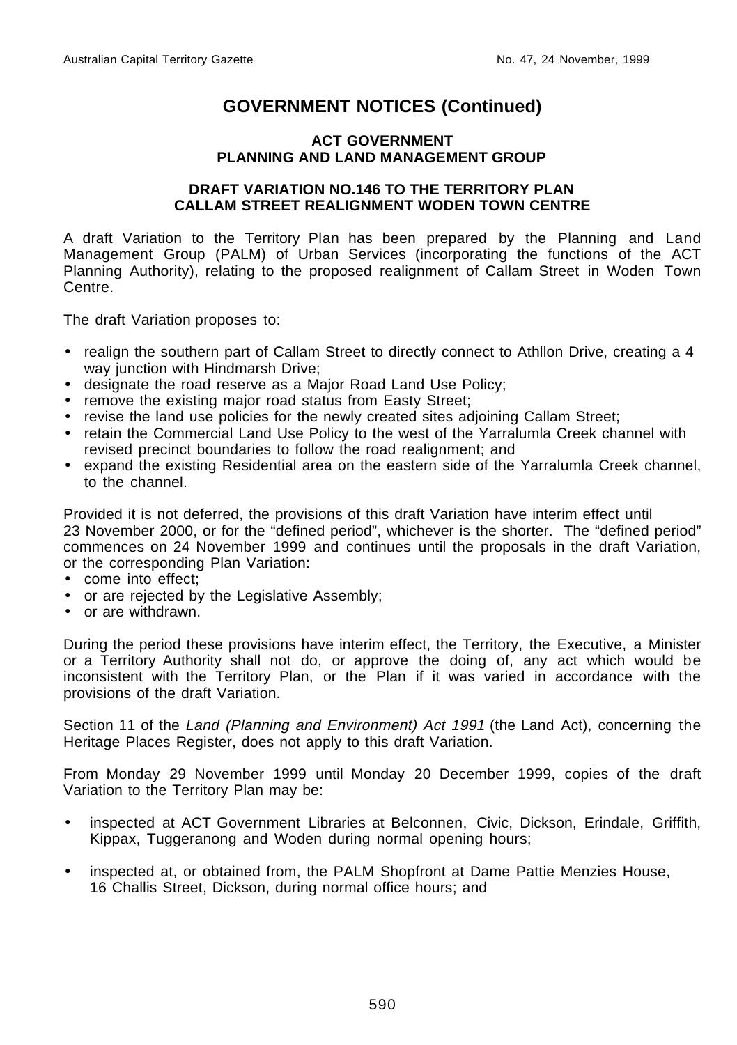## GOVERNMENT NOTICES (Continued)

### ACT GOVERNMENT
### PLANNING AND LAND MANAGEMENT GROUP

### DRAFT VARIATION NO.146 TO THE TERRITORY PLAN
### CALLAM STREET REALIGNMENT WODEN TOWN CENTRE

A draft Variation to the Territory Plan has been prepared by the Planning and Land Management Group (PALM) of Urban Services (incorporating the functions of the ACT Planning Authority), relating to the proposed realignment of Callam Street in Woden Town Centre.

The draft Variation proposes to:

- realign the southern part of Callam Street to directly connect to Athllon Drive, creating a 4 way junction with Hindmarsh Drive;
- designate the road reserve as a Major Road Land Use Policy;
- remove the existing major road status from Easty Street;
- revise the land use policies for the newly created sites adjoining Callam Street;
- retain the Commercial Land Use Policy to the west of the Yarralumla Creek channel with revised precinct boundaries to follow the road realignment; and
- expand the existing Residential area on the eastern side of the Yarralumla Creek channel, to the channel.

Provided it is not deferred, the provisions of this draft Variation have interim effect until 23 November 2000, or for the "defined period", whichever is the shorter. The "defined period" commences on 24 November 1999 and continues until the proposals in the draft Variation, or the corresponding Plan Variation:

- come into effect;
- or are rejected by the Legislative Assembly;
- or are withdrawn.

During the period these provisions have interim effect, the Territory, the Executive, a Minister or a Territory Authority shall not do, or approve the doing of, any act which would be inconsistent with the Territory Plan, or the Plan if it was varied in accordance with the provisions of the draft Variation.

Section 11 of the *Land (Planning and Environment) Act 1991* (the Land Act), concerning the Heritage Places Register, does not apply to this draft Variation.

From Monday 29 November 1999 until Monday 20 December 1999, copies of the draft Variation to the Territory Plan may be:

- inspected at ACT Government Libraries at Belconnen, Civic, Dickson, Erindale, Griffith, Kippax, Tuggeranong and Woden during normal opening hours;
- inspected at, or obtained from, the PALM Shopfront at Dame Pattie Menzies House, 16 Challis Street, Dickson, during normal office hours; and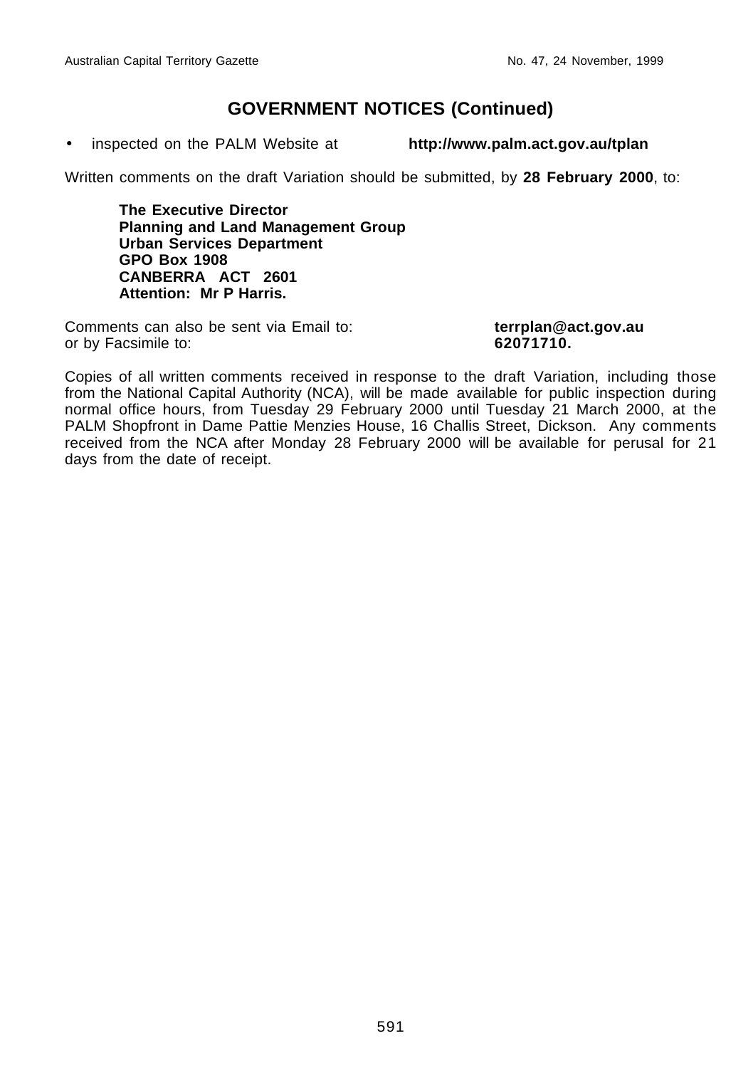## GOVERNMENT NOTICES (Continued)

- inspected on the PALM Website at **http://www.palm.act.gov.au/tplan**

Written comments on the draft Variation should be submitted, by **28 February 2000**, to:

> **The Executive Director**
> **Planning and Land Management Group**
> **Urban Services Department**
> **GPO Box 1908**
> **CANBERRA ACT 2601**
> **Attention: Mr P Harris.**

Comments can also be sent via Email to: **terrplan@act.gov.au**
or by Facsimile to: **62071710.**

Copies of all written comments received in response to the draft Variation, including those from the National Capital Authority (NCA), will be made available for public inspection during normal office hours, from Tuesday 29 February 2000 until Tuesday 21 March 2000, at the PALM Shopfront in Dame Pattie Menzies House, 16 Challis Street, Dickson. Any comments received from the NCA after Monday 28 February 2000 will be available for perusal for 21 days from the date of receipt.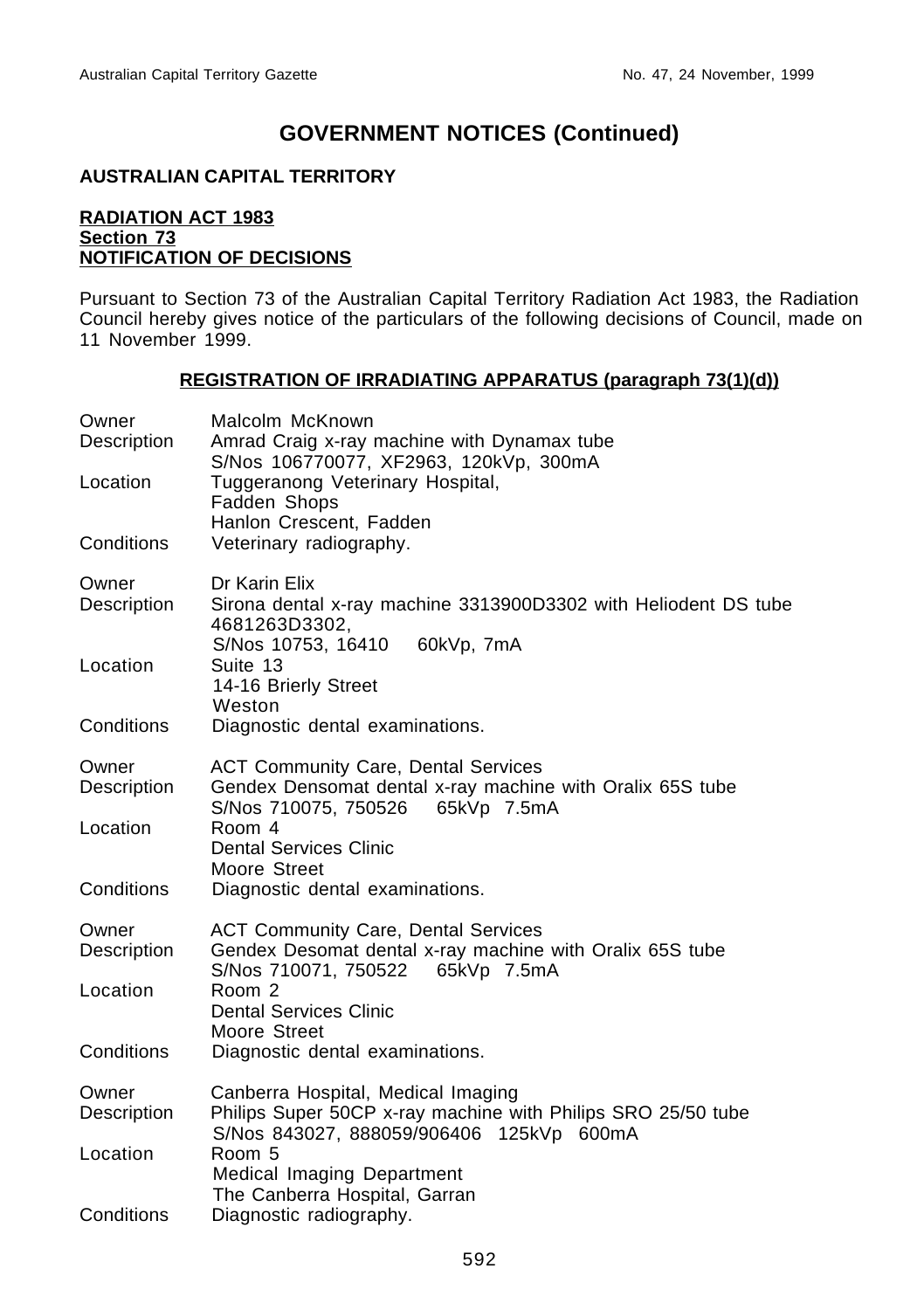# GOVERNMENT NOTICES (Continued)

**AUSTRALIAN CAPITAL TERRITORY**

**RADIATION ACT 1983**
**Section 73**
**NOTIFICATION OF DECISIONS**

Pursuant to Section 73 of the Australian Capital Territory Radiation Act 1983, the Radiation Council hereby gives notice of the particulars of the following decisions of Council, made on 11 November 1999.

**REGISTRATION OF IRRADIATING APPARATUS (paragraph 73(1)(d))**

Owner: Malcolm McKnown
Description: Amrad Craig x-ray machine with Dynamax tube
S/Nos 106770077, XF2963, 120kVp, 300mA
Location: Tuggeranong Veterinary Hospital,
Fadden Shops
Hanlon Crescent, Fadden
Conditions: Veterinary radiography.

Owner: Dr Karin Elix
Description: Sirona dental x-ray machine 3313900D3302 with Heliodent DS tube 4681263D3302,
S/Nos 10753, 16410 60kVp, 7mA
Location: Suite 13
14-16 Brierly Street
Weston
Conditions: Diagnostic dental examinations.

Owner: ACT Community Care, Dental Services
Description: Gendex Densomat dental x-ray machine with Oralix 65S tube
S/Nos 710075, 750526 65kVp 7.5mA
Location: Room 4
Dental Services Clinic
Moore Street
Conditions: Diagnostic dental examinations.

Owner: ACT Community Care, Dental Services
Description: Gendex Desomat dental x-ray machine with Oralix 65S tube
S/Nos 710071, 750522 65kVp 7.5mA
Location: Room 2
Dental Services Clinic
Moore Street
Conditions: Diagnostic dental examinations.

Owner: Canberra Hospital, Medical Imaging
Description: Philips Super 50CP x-ray machine with Philips SRO 25/50 tube
S/Nos 843027, 888059/906406 125kVp 600mA
Location: Room 5
Medical Imaging Department
The Canberra Hospital, Garran
Conditions: Diagnostic radiography.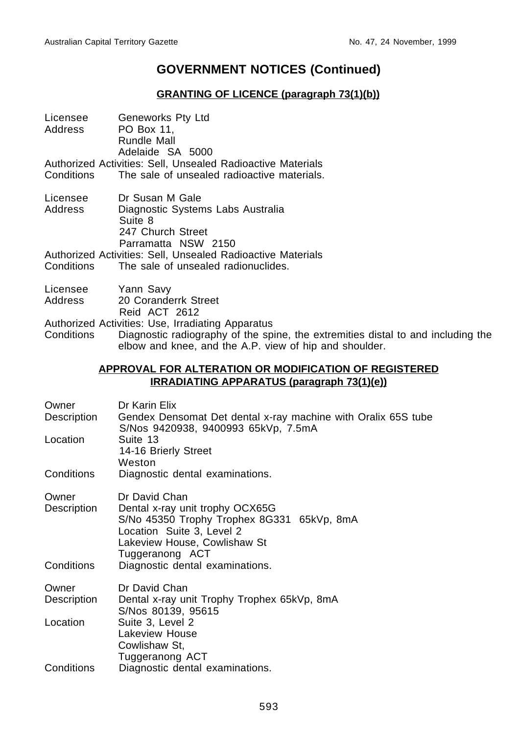## GOVERNMENT NOTICES (Continued)

### GRANTING OF LICENCE (paragraph 73(1)(b))

Licensee Geneworks Pty Ltd
Address PO Box 11,
Rundle Mall
Adelaide SA 5000
Authorized Activities: Sell, Unsealed Radioactive Materials
Conditions The sale of unsealed radioactive materials.

Licensee Dr Susan M Gale
Address Diagnostic Systems Labs Australia
Suite 8
247 Church Street
Parramatta NSW 2150
Authorized Activities: Sell, Unsealed Radioactive Materials
Conditions The sale of unsealed radionuclides.

Licensee Yann Savy
Address 20 Coranderrk Street
Reid ACT 2612
Authorized Activities: Use, Irradiating Apparatus
Conditions Diagnostic radiography of the spine, the extremities distal to and including the elbow and knee, and the A.P. view of hip and shoulder.

### APPROVAL FOR ALTERATION OR MODIFICATION OF REGISTERED IRRADIATING APPARATUS (paragraph 73(1)(e))

Owner Dr Karin Elix
Description Gendex Densomat Det dental x-ray machine with Oralix 65S tube
S/Nos 9420938, 9400993 65kVp, 7.5mA
Location Suite 13
14-16 Brierly Street
Weston
Conditions Diagnostic dental examinations.

Owner Dr David Chan
Description Dental x-ray unit trophy OCX65G
S/No 45350 Trophy Trophex 8G331 65kVp, 8mA
Location Suite 3, Level 2
Lakeview House, Cowlishaw St
Tuggeranong ACT
Conditions Diagnostic dental examinations.

Owner Dr David Chan
Description Dental x-ray unit Trophy Trophex 65kVp, 8mA
S/Nos 80139, 95615
Location Suite 3, Level 2
Lakeview House
Cowlishaw St,
Tuggeranong ACT
Conditions Diagnostic dental examinations.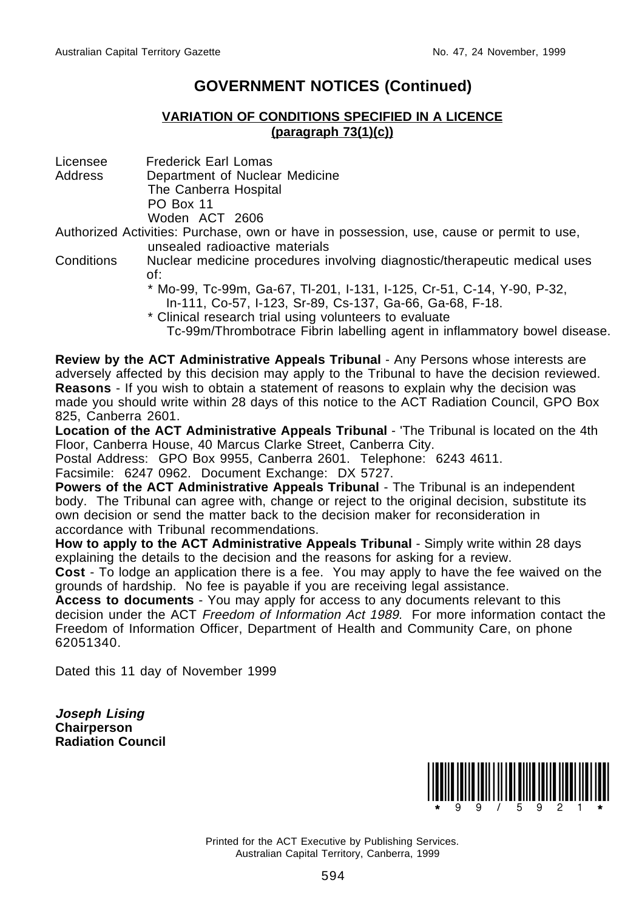## GOVERNMENT NOTICES (Continued)

### VARIATION OF CONDITIONS SPECIFIED IN A LICENCE (paragraph 73(1)(c))

Licensee: Frederick Earl Lomas

Address: Department of Nuclear Medicine
The Canberra Hospital
PO Box 11
Woden ACT 2606

Authorized Activities: Purchase, own or have in possession, use, cause or permit to use, unsealed radioactive materials

Conditions: Nuclear medicine procedures involving diagnostic/therapeutic medical uses of:

* Mo-99, Tc-99m, Ga-67, Tl-201, I-131, I-125, Cr-51, C-14, Y-90, P-32, In-111, Co-57, I-123, Sr-89, Cs-137, Ga-66, Ga-68, F-18.
* Clinical research trial using volunteers to evaluate Tc-99m/Thrombotrace Fibrin labelling agent in inflammatory bowel disease.

**Review by the ACT Administrative Appeals Tribunal** - Any Persons whose interests are adversely affected by this decision may apply to the Tribunal to have the decision reviewed.
**Reasons** - If you wish to obtain a statement of reasons to explain why the decision was made you should write within 28 days of this notice to the ACT Radiation Council, GPO Box 825, Canberra 2601.
**Location of the ACT Administrative Appeals Tribunal** - 'The Tribunal is located on the 4th Floor, Canberra House, 40 Marcus Clarke Street, Canberra City.
Postal Address: GPO Box 9955, Canberra 2601. Telephone: 6243 4611.
Facsimile: 6247 0962. Document Exchange: DX 5727.
**Powers of the ACT Administrative Appeals Tribunal** - The Tribunal is an independent body. The Tribunal can agree with, change or reject to the original decision, substitute its own decision or send the matter back to the decision maker for reconsideration in accordance with Tribunal recommendations.
**How to apply to the ACT Administrative Appeals Tribunal** - Simply write within 28 days explaining the details to the decision and the reasons for asking for a review.
**Cost** - To lodge an application there is a fee. You may apply to have the fee waived on the grounds of hardship. No fee is payable if you are receiving legal assistance.
**Access to documents** - You may apply for access to any documents relevant to this decision under the ACT *Freedom of Information Act 1989*. For more information contact the Freedom of Information Officer, Department of Health and Community Care, on phone 62051340.

Dated this 11 day of November 1999

***Joseph Lising***
**Chairperson**
**Radiation Council**

*99/5921*

Printed for the ACT Executive by Publishing Services.
Australian Capital Territory, Canberra, 1999